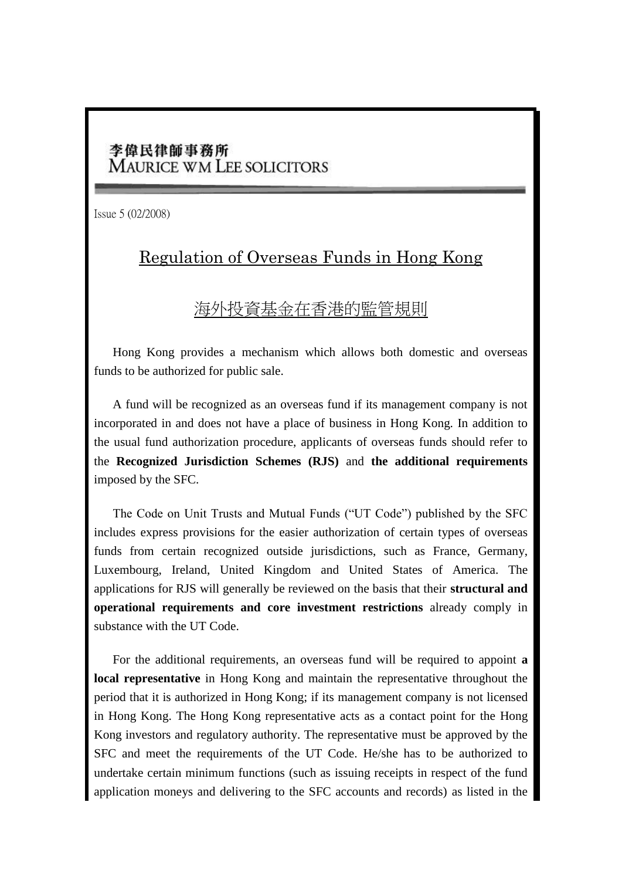李偉民律師事務所
MAURICE WM LEE SOLICITORS

Issue 5 (02/2008)

# Regulation of Overseas Funds in Hong Kong

# 海外投資基金在香港的監管規則

Hong Kong provides a mechanism which allows both domestic and overseas funds to be authorized for public sale.

A fund will be recognized as an overseas fund if its management company is not incorporated in and does not have a place of business in Hong Kong. In addition to the usual fund authorization procedure, applicants of overseas funds should refer to the **Recognized Jurisdiction Schemes (RJS)** and **the additional requirements** imposed by the SFC.

The Code on Unit Trusts and Mutual Funds ("UT Code") published by the SFC includes express provisions for the easier authorization of certain types of overseas funds from certain recognized outside jurisdictions, such as France, Germany, Luxembourg, Ireland, United Kingdom and United States of America. The applications for RJS will generally be reviewed on the basis that their **structural and operational requirements and core investment restrictions** already comply in substance with the UT Code.

For the additional requirements, an overseas fund will be required to appoint **a local representative** in Hong Kong and maintain the representative throughout the period that it is authorized in Hong Kong; if its management company is not licensed in Hong Kong. The Hong Kong representative acts as a contact point for the Hong Kong investors and regulatory authority. The representative must be approved by the SFC and meet the requirements of the UT Code. He/she has to be authorized to undertake certain minimum functions (such as issuing receipts in respect of the fund application moneys and delivering to the SFC accounts and records) as listed in the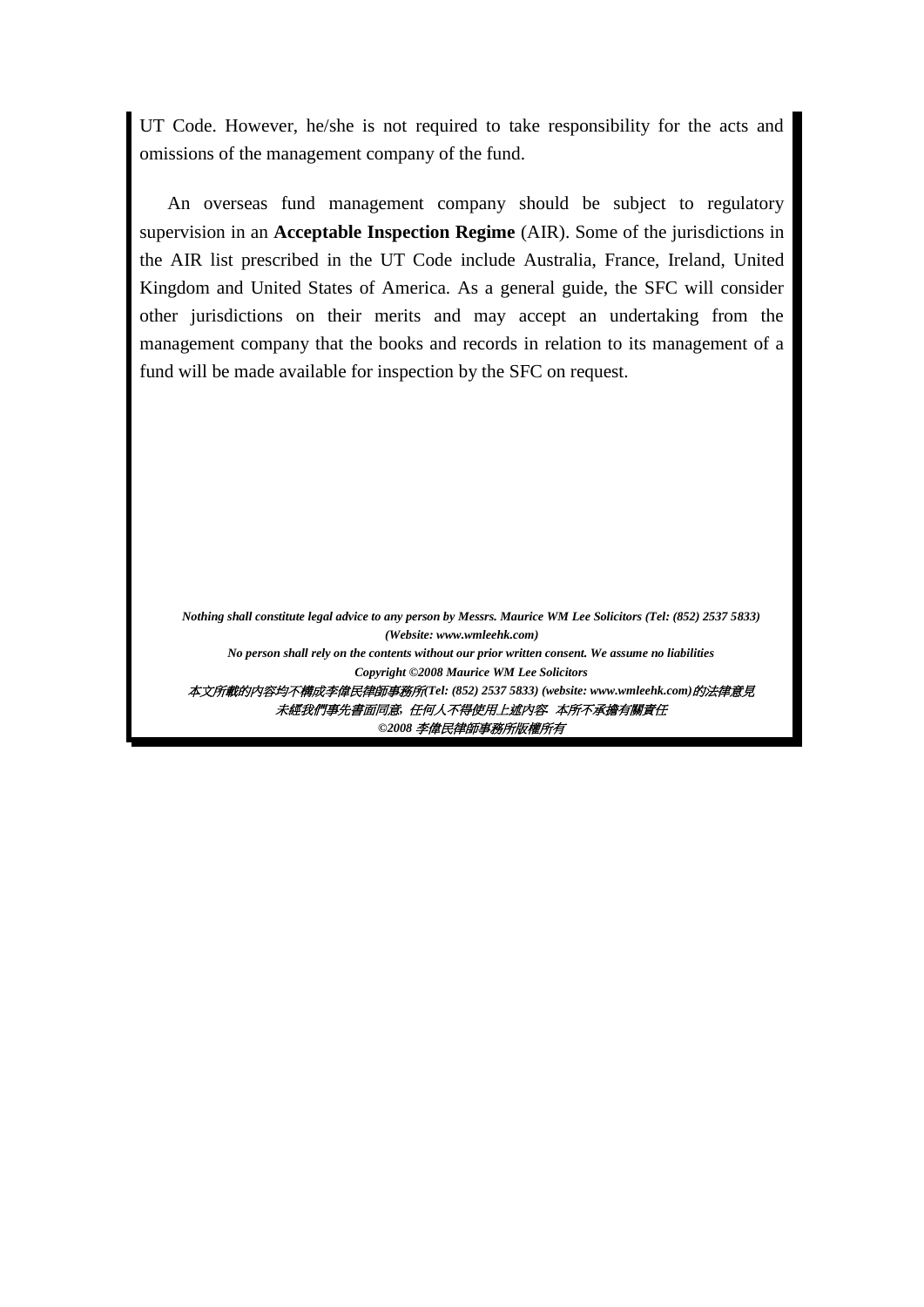UT Code. However, he/she is not required to take responsibility for the acts and omissions of the management company of the fund.

An overseas fund management company should be subject to regulatory supervision in an **Acceptable Inspection Regime** (AIR). Some of the jurisdictions in the AIR list prescribed in the UT Code include Australia, France, Ireland, United Kingdom and United States of America. As a general guide, the SFC will consider other jurisdictions on their merits and may accept an undertaking from the management company that the books and records in relation to its management of a fund will be made available for inspection by the SFC on request.

***Nothing shall constitute legal advice to any person by Messrs. Maurice WM Lee Solicitors (Tel: (852) 2537 5833) (Website: www.wmleehk.com)***

***No person shall rely on the contents without our prior written consent. We assume no liabilities***

***Copyright ©2008 Maurice WM Lee Solicitors***

*本文所載的內容均不構成李偉民律師事務所(Tel: (852) 2537 5833) (website: www.wmleehk.com)的法律意見*

*未經我們事先書面同意，任何人不得使用上述內容. 本所不承擔有關責任*

*©2008 李偉民律師事務所版權所有*